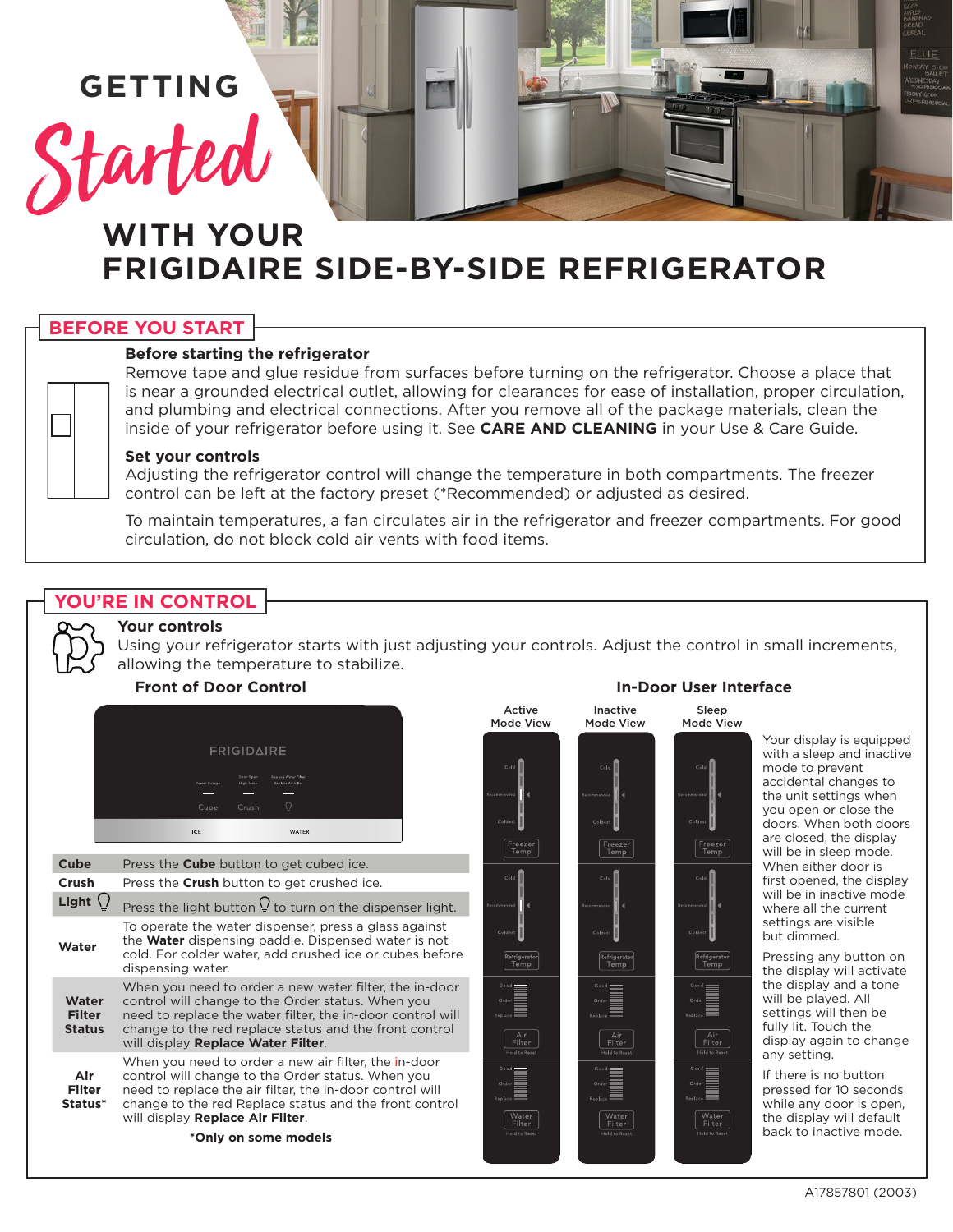# GETTING Started WITH YOUR FRIGIDAIRE SIDE-BY-SIDE REFRIGERATOR

## BEFORE YOU START

### Before starting the refrigerator

Remove tape and glue residue from surfaces before turning on the refrigerator. Choose a place that is near a grounded electrical outlet, allowing for clearances for ease of installation, proper circulation, and plumbing and electrical connections. After you remove all of the package materials, clean the inside of your refrigerator before using it. See **CARE AND CLEANING** in your Use & Care Guide.

### Set your controls

Adjusting the refrigerator control will change the temperature in both compartments. The freezer control can be left at the factory preset (*Recommended) or adjusted as desired.

To maintain temperatures, a fan circulates air in the refrigerator and freezer compartments. For good circulation, do not block cold air vents with food items.

## YOU'RE IN CONTROL

### Your controls

Using your refrigerator starts with just adjusting your controls. Adjust the control in small increments, allowing the temperature to stabilize.

### Front of Door Control

| | |
|---|---|
| **Cube** | Press the **Cube** button to get cubed ice. |
| **Crush** | Press the **Crush** button to get crushed ice. |
| **Light** | Press the light button to turn on the dispenser light. |
| **Water** | To operate the water dispenser, press a glass against the **Water** dispensing paddle. Dispensed water is not cold. For colder water, add crushed ice or cubes before dispensing water. |
| **Water Filter Status** | When you need to order a new water filter, the in-door control will change to the Order status. When you need to replace the water filter, the in-door control will change to the red replace status and the front control will display **Replace Water Filter**. |
| **Air Filter Status*** | When you need to order a new air filter, the in-door control will change to the Order status. When you need to replace the air filter, the in-door control will change to the red Replace status and the front control will display **Replace Air Filter**. |

***Only on some models**

### In-Door User Interface

Active Mode View | Inactive Mode View | Sleep Mode View

Your display is equipped with a sleep and inactive mode to prevent accidental changes to the unit settings when you open or close the doors. When both doors are closed, the display will be in sleep mode. When either door is first opened, the display will be in inactive mode where all the current settings are visible but dimmed.

Pressing any button on the display will activate the display and a tone will be played. All settings will then be fully lit. Touch the display again to change any setting.

If there is no button pressed for 10 seconds while any door is open, the display will default back to inactive mode.

A17857801 (2003)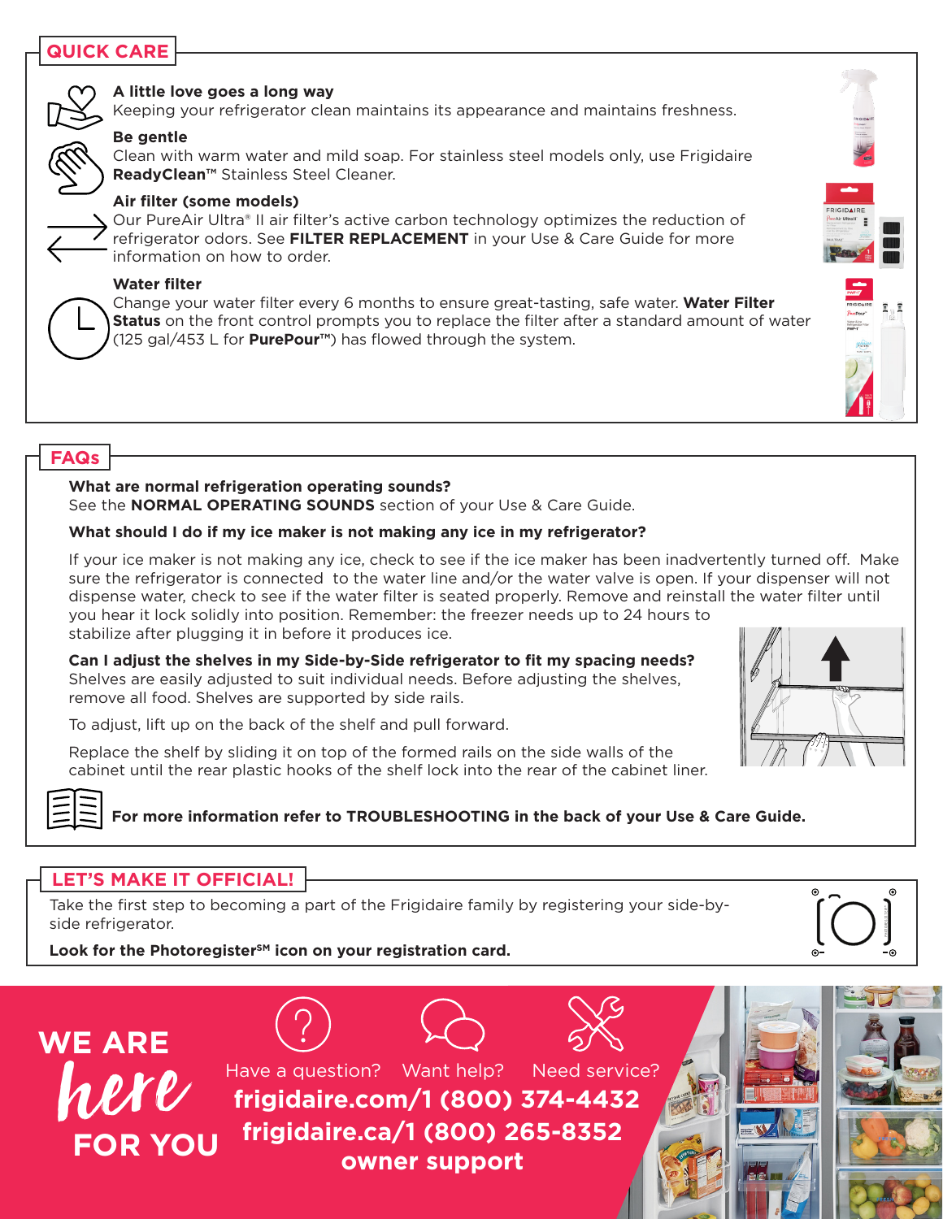## QUICK CARE

**A little love goes a long way**
Keeping your refrigerator clean maintains its appearance and maintains freshness.

**Be gentle**
Clean with warm water and mild soap. For stainless steel models only, use Frigidaire **ReadyClean™** Stainless Steel Cleaner.

**Air filter (some models)**
Our PureAir Ultra® II air filter's active carbon technology optimizes the reduction of refrigerator odors. See **FILTER REPLACEMENT** in your Use & Care Guide for more information on how to order.

**Water filter**
Change your water filter every 6 months to ensure great-tasting, safe water. **Water Filter Status** on the front control prompts you to replace the filter after a standard amount of water (125 gal/453 L for **PurePour™**) has flowed through the system.

## FAQs

**What are normal refrigeration operating sounds?**
See the **NORMAL OPERATING SOUNDS** section of your Use & Care Guide.

**What should I do if my ice maker is not making any ice in my refrigerator?**

If your ice maker is not making any ice, check to see if the ice maker has been inadvertently turned off. Make sure the refrigerator is connected to the water line and/or the water valve is open. If your dispenser will not dispense water, check to see if the water filter is seated properly. Remove and reinstall the water filter until you hear it lock solidly into position. Remember: the freezer needs up to 24 hours to stabilize after plugging it in before it produces ice.

**Can I adjust the shelves in my Side-by-Side refrigerator to fit my spacing needs?**
Shelves are easily adjusted to suit individual needs. Before adjusting the shelves, remove all food. Shelves are supported by side rails.

To adjust, lift up on the back of the shelf and pull forward.

Replace the shelf by sliding it on top of the formed rails on the side walls of the cabinet until the rear plastic hooks of the shelf lock into the rear of the cabinet liner.

**For more information refer to TROUBLESHOOTING in the back of your Use & Care Guide.**

## LET'S MAKE IT OFFICIAL!

Take the first step to becoming a part of the Frigidaire family by registering your side-by-side refrigerator.

**Look for the Photoregister℠ icon on your registration card.**

## WE ARE *here* FOR YOU

Have a question? Want help? Need service?

**frigidaire.com/1 (800) 374-4432**
**frigidaire.ca/1 (800) 265-8352**
**owner support**